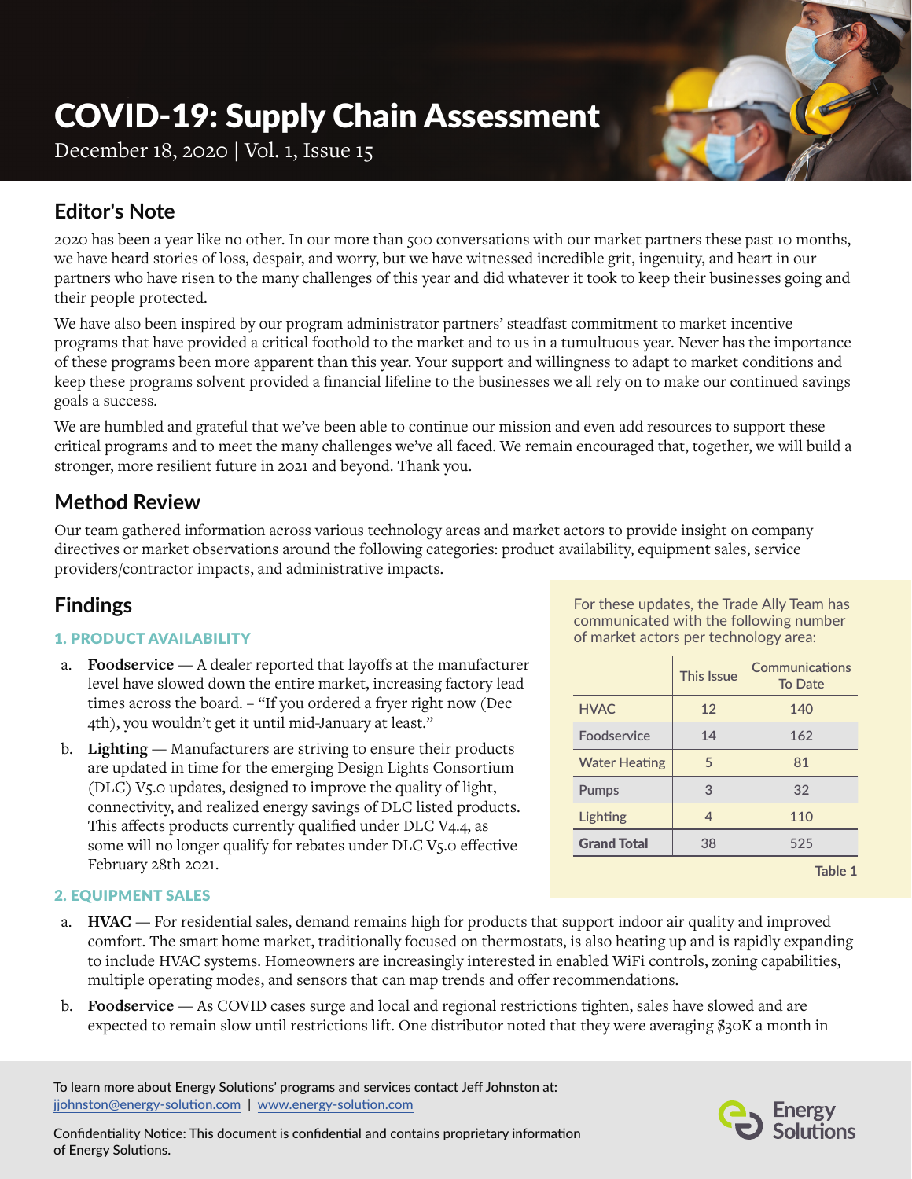# COVID-19: Supply Chain Assessment

December 18, 2020 | Vol. 1, Issue 15

## Editor's Note

2020 has been a year like no other. In our more than 500 conversations with our market partners these past 10 months, we have heard stories of loss, despair, and worry, but we have witnessed incredible grit, ingenuity, and heart in our partners who have risen to the many challenges of this year and did whatever it took to keep their businesses going and their people protected.

We have also been inspired by our program administrator partners' steadfast commitment to market incentive programs that have provided a critical foothold to the market and to us in a tumultuous year. Never has the importance of these programs been more apparent than this year. Your support and willingness to adapt to market conditions and keep these programs solvent provided a financial lifeline to the businesses we all rely on to make our continued savings goals a success.

We are humbled and grateful that we've been able to continue our mission and even add resources to support these critical programs and to meet the many challenges we've all faced. We remain encouraged that, together, we will build a stronger, more resilient future in 2021 and beyond. Thank you.

## Method Review

Our team gathered information across various technology areas and market actors to provide insight on company directives or market observations around the following categories: product availability, equipment sales, service providers/contractor impacts, and administrative impacts.

## Findings

### 1. PRODUCT AVAILABILITY

a. **Foodservice** — A dealer reported that layoffs at the manufacturer level have slowed down the entire market, increasing factory lead times across the board. – "If you ordered a fryer right now (Dec 4th), you wouldn't get it until mid-January at least."

b. **Lighting** — Manufacturers are striving to ensure their products are updated in time for the emerging Design Lights Consortium (DLC) V5.0 updates, designed to improve the quality of light, connectivity, and realized energy savings of DLC listed products. This affects products currently qualified under DLC V4.4, as some will no longer qualify for rebates under DLC V5.0 effective February 28th 2021.

For these updates, the Trade Ally Team has communicated with the following number of market actors per technology area:

| | This Issue | Communications To Date |
|---|---|---|
| HVAC | 12 | 140 |
| Foodservice | 14 | 162 |
| Water Heating | 5 | 81 |
| Pumps | 3 | 32 |
| Lighting | 4 | 110 |
| **Grand Total** | 38 | 525 |

Table 1

### 2. EQUIPMENT SALES

a. **HVAC** — For residential sales, demand remains high for products that support indoor air quality and improved comfort. The smart home market, traditionally focused on thermostats, is also heating up and is rapidly expanding to include HVAC systems. Homeowners are increasingly interested in enabled WiFi controls, zoning capabilities, multiple operating modes, and sensors that can map trends and offer recommendations.

b. **Foodservice** — As COVID cases surge and local and regional restrictions tighten, sales have slowed and are expected to remain slow until restrictions lift. One distributor noted that they were averaging $30K a month in

To learn more about Energy Solutions' programs and services contact Jeff Johnston at: jjohnston@energy-solution.com | www.energy-solution.com

Confidentiality Notice: This document is confidential and contains proprietary information of Energy Solutions.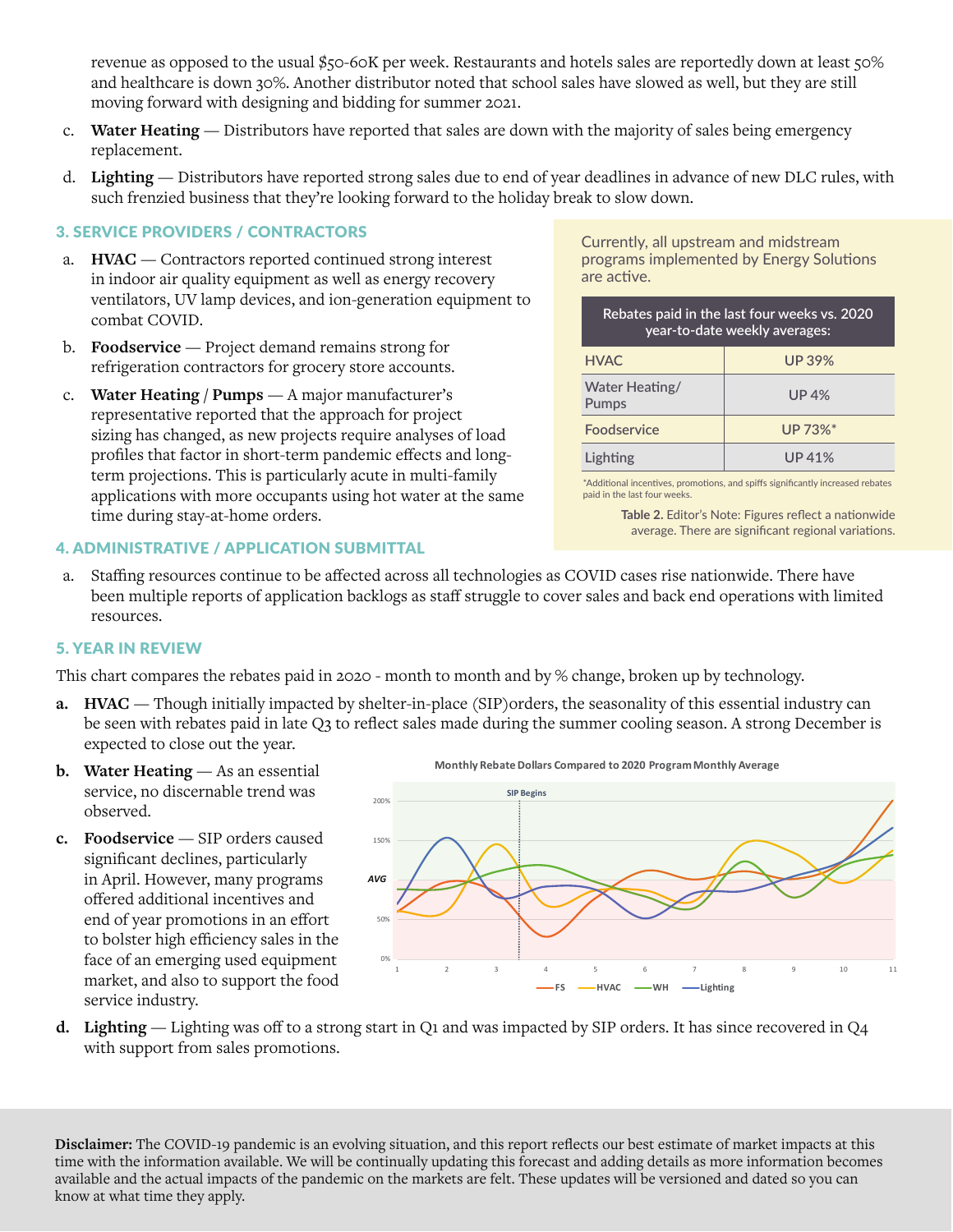revenue as opposed to the usual $50-60K per week. Restaurants and hotels sales are reportedly down at least 50% and healthcare is down 30%. Another distributor noted that school sales have slowed as well, but they are still moving forward with designing and bidding for summer 2021.

c. **Water Heating** — Distributors have reported that sales are down with the majority of sales being emergency replacement.

d. **Lighting** — Distributors have reported strong sales due to end of year deadlines in advance of new DLC rules, with such frenzied business that they're looking forward to the holiday break to slow down.

### 3. SERVICE PROVIDERS / CONTRACTORS

a. **HVAC** — Contractors reported continued strong interest in indoor air quality equipment as well as energy recovery ventilators, UV lamp devices, and ion-generation equipment to combat COVID.

b. **Foodservice** — Project demand remains strong for refrigeration contractors for grocery store accounts.

c. **Water Heating / Pumps** — A major manufacturer's representative reported that the approach for project sizing has changed, as new projects require analyses of load profiles that factor in short-term pandemic effects and long-term projections. This is particularly acute in multi-family applications with more occupants using hot water at the same time during stay-at-home orders.

Currently, all upstream and midstream programs implemented by Energy Solutions are active.

| Rebates paid in the last four weeks vs. 2020 year-to-date weekly averages: | |
|---|---|
| HVAC | UP 39% |
| Water Heating/ Pumps | UP 4% |
| Foodservice | UP 73%* |
| Lighting | UP 41% |

*Additional incentives, promotions, and spiffs significantly increased rebates paid in the last four weeks.

**Table 2.** Editor's Note: Figures reflect a nationwide average. There are significant regional variations.

### 4. ADMINISTRATIVE / APPLICATION SUBMITTAL

a. Staffing resources continue to be affected across all technologies as COVID cases rise nationwide. There have been multiple reports of application backlogs as staff struggle to cover sales and back end operations with limited resources.

### 5. YEAR IN REVIEW

This chart compares the rebates paid in 2020 - month to month and by % change, broken up by technology.

**a. HVAC** — Though initially impacted by shelter-in-place (SIP)orders, the seasonality of this essential industry can be seen with rebates paid in late Q3 to reflect sales made during the summer cooling season. A strong December is expected to close out the year.

**b. Water Heating** — As an essential service, no discernable trend was observed.

**c. Foodservice** — SIP orders caused significant declines, particularly in April. However, many programs offered additional incentives and end of year promotions in an effort to bolster high efficiency sales in the face of an emerging used equipment market, and also to support the food service industry.

Monthly Rebate Dollars Compared to 2020 Program Monthly Average

SIP Begins

200%
150%
AVG
50%
0%

1 2 3 4 5 6 7 8 9 10 11

FS HVAC WH Lighting

**d. Lighting** — Lighting was off to a strong start in Q1 and was impacted by SIP orders. It has since recovered in Q4 with support from sales promotions.

**Disclaimer:** The COVID-19 pandemic is an evolving situation, and this report reflects our best estimate of market impacts at this time with the information available. We will be continually updating this forecast and adding details as more information becomes available and the actual impacts of the pandemic on the markets are felt. These updates will be versioned and dated so you can know at what time they apply.